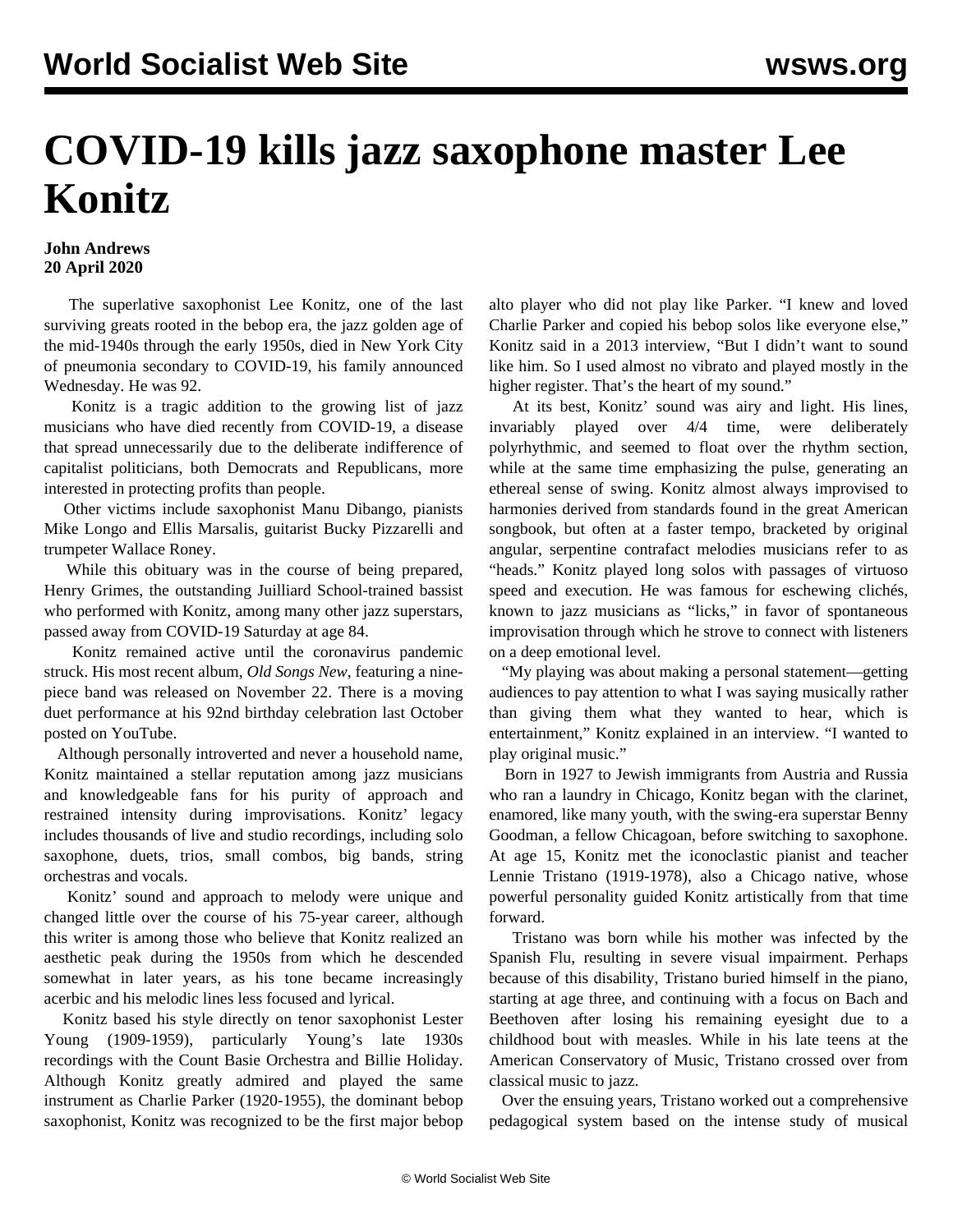# COVID-19 kills jazz saxophone master Lee Konitz

**John Andrews**
**20 April 2020**

The superlative saxophonist Lee Konitz, one of the last surviving greats rooted in the bebop era, the jazz golden age of the mid-1940s through the early 1950s, died in New York City of pneumonia secondary to COVID-19, his family announced Wednesday. He was 92.

Konitz is a tragic addition to the growing list of jazz musicians who have died recently from COVID-19, a disease that spread unnecessarily due to the deliberate indifference of capitalist politicians, both Democrats and Republicans, more interested in protecting profits than people.

Other victims include saxophonist Manu Dibango, pianists Mike Longo and Ellis Marsalis, guitarist Bucky Pizzarelli and trumpeter Wallace Roney.

While this obituary was in the course of being prepared, Henry Grimes, the outstanding Juilliard School-trained bassist who performed with Konitz, among many other jazz superstars, passed away from COVID-19 Saturday at age 84.

Konitz remained active until the coronavirus pandemic struck. His most recent album, *Old Songs New*, featuring a nine-piece band was released on November 22. There is a moving duet performance at his 92nd birthday celebration last October posted on YouTube.

Although personally introverted and never a household name, Konitz maintained a stellar reputation among jazz musicians and knowledgeable fans for his purity of approach and restrained intensity during improvisations. Konitz' legacy includes thousands of live and studio recordings, including solo saxophone, duets, trios, small combos, big bands, string orchestras and vocals.

Konitz' sound and approach to melody were unique and changed little over the course of his 75-year career, although this writer is among those who believe that Konitz realized an aesthetic peak during the 1950s from which he descended somewhat in later years, as his tone became increasingly acerbic and his melodic lines less focused and lyrical.

Konitz based his style directly on tenor saxophonist Lester Young (1909-1959), particularly Young's late 1930s recordings with the Count Basie Orchestra and Billie Holiday. Although Konitz greatly admired and played the same instrument as Charlie Parker (1920-1955), the dominant bebop saxophonist, Konitz was recognized to be the first major bebop alto player who did not play like Parker. "I knew and loved Charlie Parker and copied his bebop solos like everyone else," Konitz said in a 2013 interview, "But I didn't want to sound like him. So I used almost no vibrato and played mostly in the higher register. That's the heart of my sound."

At its best, Konitz' sound was airy and light. His lines, invariably played over 4/4 time, were deliberately polyrhythmic, and seemed to float over the rhythm section, while at the same time emphasizing the pulse, generating an ethereal sense of swing. Konitz almost always improvised to harmonies derived from standards found in the great American songbook, but often at a faster tempo, bracketed by original angular, serpentine contrafact melodies musicians refer to as "heads." Konitz played long solos with passages of virtuoso speed and execution. He was famous for eschewing clichés, known to jazz musicians as "licks," in favor of spontaneous improvisation through which he strove to connect with listeners on a deep emotional level.

"My playing was about making a personal statement—getting audiences to pay attention to what I was saying musically rather than giving them what they wanted to hear, which is entertainment," Konitz explained in an interview. "I wanted to play original music."

Born in 1927 to Jewish immigrants from Austria and Russia who ran a laundry in Chicago, Konitz began with the clarinet, enamored, like many youth, with the swing-era superstar Benny Goodman, a fellow Chicagoan, before switching to saxophone. At age 15, Konitz met the iconoclastic pianist and teacher Lennie Tristano (1919-1978), also a Chicago native, whose powerful personality guided Konitz artistically from that time forward.

Tristano was born while his mother was infected by the Spanish Flu, resulting in severe visual impairment. Perhaps because of this disability, Tristano buried himself in the piano, starting at age three, and continuing with a focus on Bach and Beethoven after losing his remaining eyesight due to a childhood bout with measles. While in his late teens at the American Conservatory of Music, Tristano crossed over from classical music to jazz.

Over the ensuing years, Tristano worked out a comprehensive pedagogical system based on the intense study of musical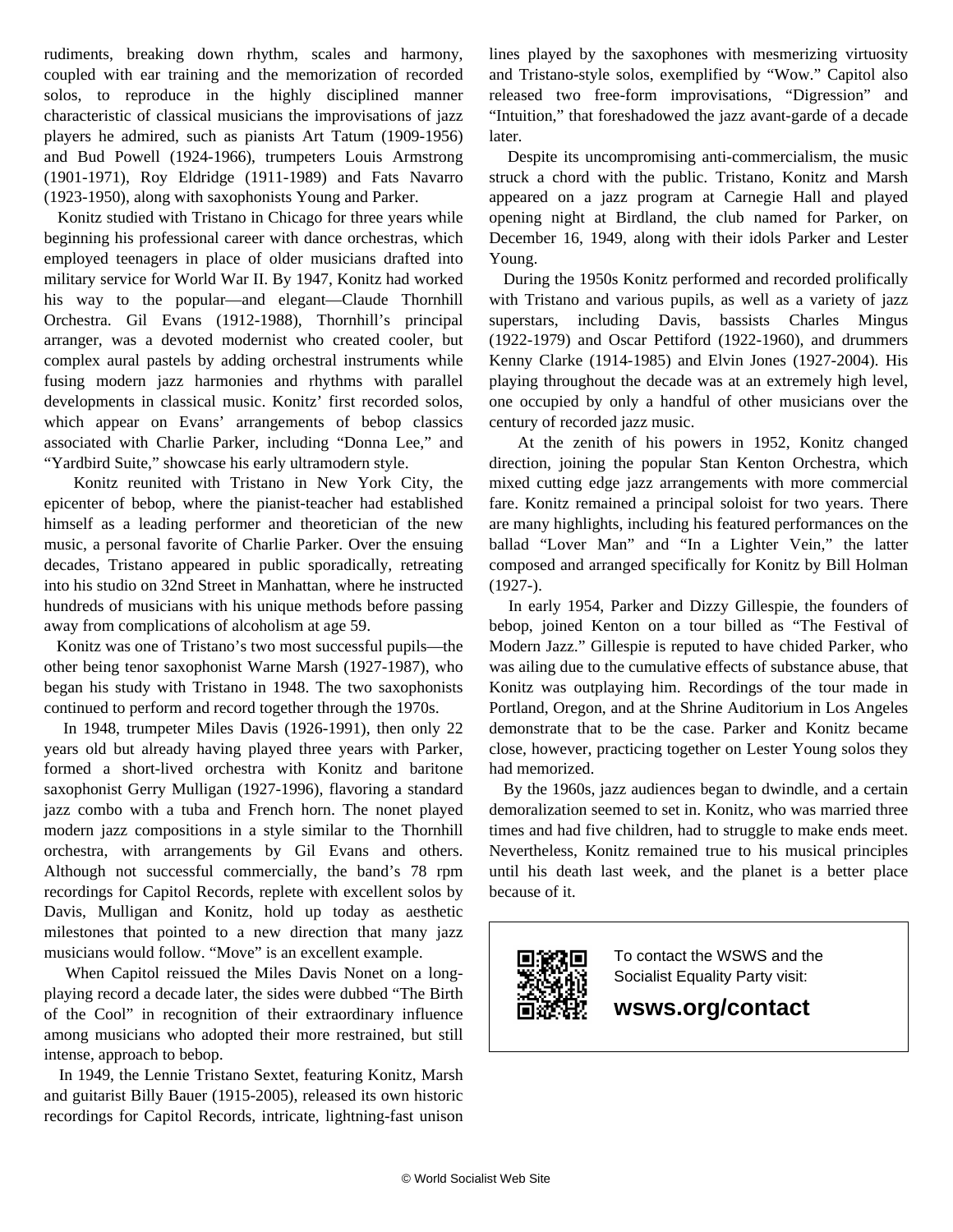rudiments, breaking down rhythm, scales and harmony, coupled with ear training and the memorization of recorded solos, to reproduce in the highly disciplined manner characteristic of classical musicians the improvisations of jazz players he admired, such as pianists Art Tatum (1909-1956) and Bud Powell (1924-1966), trumpeters Louis Armstrong (1901-1971), Roy Eldridge (1911-1989) and Fats Navarro (1923-1950), along with saxophonists Young and Parker.

Konitz studied with Tristano in Chicago for three years while beginning his professional career with dance orchestras, which employed teenagers in place of older musicians drafted into military service for World War II. By 1947, Konitz had worked his way to the popular—and elegant—Claude Thornhill Orchestra. Gil Evans (1912-1988), Thornhill's principal arranger, was a devoted modernist who created cooler, but complex aural pastels by adding orchestral instruments while fusing modern jazz harmonies and rhythms with parallel developments in classical music. Konitz' first recorded solos, which appear on Evans' arrangements of bebop classics associated with Charlie Parker, including "Donna Lee," and "Yardbird Suite," showcase his early ultramodern style.

Konitz reunited with Tristano in New York City, the epicenter of bebop, where the pianist-teacher had established himself as a leading performer and theoretician of the new music, a personal favorite of Charlie Parker. Over the ensuing decades, Tristano appeared in public sporadically, retreating into his studio on 32nd Street in Manhattan, where he instructed hundreds of musicians with his unique methods before passing away from complications of alcoholism at age 59.

Konitz was one of Tristano's two most successful pupils—the other being tenor saxophonist Warne Marsh (1927-1987), who began his study with Tristano in 1948. The two saxophonists continued to perform and record together through the 1970s.

In 1948, trumpeter Miles Davis (1926-1991), then only 22 years old but already having played three years with Parker, formed a short-lived orchestra with Konitz and baritone saxophonist Gerry Mulligan (1927-1996), flavoring a standard jazz combo with a tuba and French horn. The nonet played modern jazz compositions in a style similar to the Thornhill orchestra, with arrangements by Gil Evans and others. Although not successful commercially, the band's 78 rpm recordings for Capitol Records, replete with excellent solos by Davis, Mulligan and Konitz, hold up today as aesthetic milestones that pointed to a new direction that many jazz musicians would follow. "Move" is an excellent example.

When Capitol reissued the Miles Davis Nonet on a long-playing record a decade later, the sides were dubbed "The Birth of the Cool" in recognition of their extraordinary influence among musicians who adopted their more restrained, but still intense, approach to bebop.

In 1949, the Lennie Tristano Sextet, featuring Konitz, Marsh and guitarist Billy Bauer (1915-2005), released its own historic recordings for Capitol Records, intricate, lightning-fast unison lines played by the saxophones with mesmerizing virtuosity and Tristano-style solos, exemplified by "Wow." Capitol also released two free-form improvisations, "Digression" and "Intuition," that foreshadowed the jazz avant-garde of a decade later.

Despite its uncompromising anti-commercialism, the music struck a chord with the public. Tristano, Konitz and Marsh appeared on a jazz program at Carnegie Hall and played opening night at Birdland, the club named for Parker, on December 16, 1949, along with their idols Parker and Lester Young.

During the 1950s Konitz performed and recorded prolifically with Tristano and various pupils, as well as a variety of jazz superstars, including Davis, bassists Charles Mingus (1922-1979) and Oscar Pettiford (1922-1960), and drummers Kenny Clarke (1914-1985) and Elvin Jones (1927-2004). His playing throughout the decade was at an extremely high level, one occupied by only a handful of other musicians over the century of recorded jazz music.

At the zenith of his powers in 1952, Konitz changed direction, joining the popular Stan Kenton Orchestra, which mixed cutting edge jazz arrangements with more commercial fare. Konitz remained a principal soloist for two years. There are many highlights, including his featured performances on the ballad "Lover Man" and "In a Lighter Vein," the latter composed and arranged specifically for Konitz by Bill Holman (1927-).

In early 1954, Parker and Dizzy Gillespie, the founders of bebop, joined Kenton on a tour billed as "The Festival of Modern Jazz." Gillespie is reputed to have chided Parker, who was ailing due to the cumulative effects of substance abuse, that Konitz was outplaying him. Recordings of the tour made in Portland, Oregon, and at the Shrine Auditorium in Los Angeles demonstrate that to be the case. Parker and Konitz became close, however, practicing together on Lester Young solos they had memorized.

By the 1960s, jazz audiences began to dwindle, and a certain demoralization seemed to set in. Konitz, who was married three times and had five children, had to struggle to make ends meet. Nevertheless, Konitz remained true to his musical principles until his death last week, and the planet is a better place because of it.

To contact the WSWS and the Socialist Equality Party visit:

**wsws.org/contact**